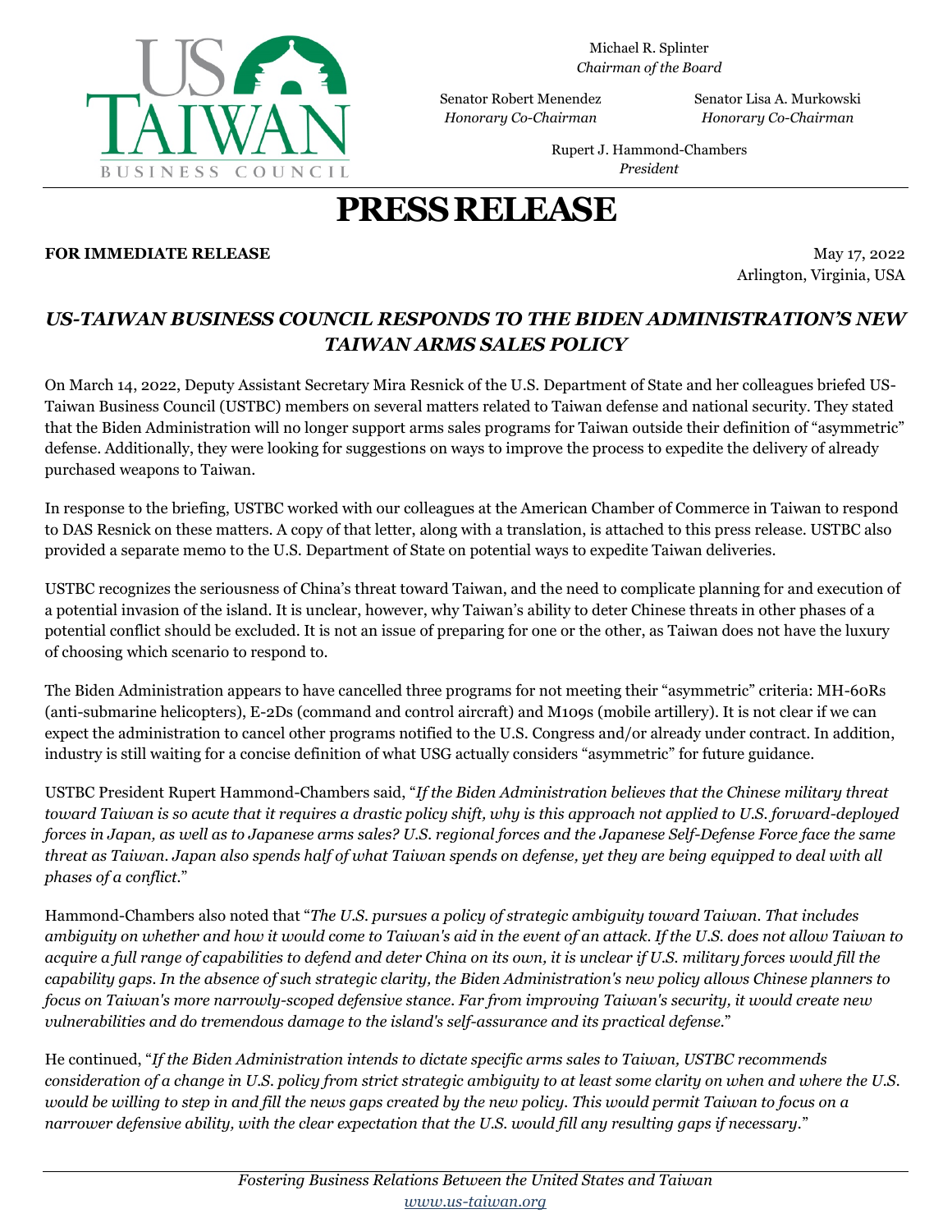US TAIWAN BUSINESS COUNCIL

Michael R. Splinter
*Chairman of the Board*

Senator Robert Menendez
*Honorary Co-Chairman*

Senator Lisa A. Murkowski
*Honorary Co-Chairman*

Rupert J. Hammond-Chambers
*President*

# PRESS RELEASE

**FOR IMMEDIATE RELEASE**

May 17, 2022
Arlington, Virginia, USA

## *US-TAIWAN BUSINESS COUNCIL RESPONDS TO THE BIDEN ADMINISTRATION'S NEW TAIWAN ARMS SALES POLICY*

On March 14, 2022, Deputy Assistant Secretary Mira Resnick of the U.S. Department of State and her colleagues briefed US-Taiwan Business Council (USTBC) members on several matters related to Taiwan defense and national security. They stated that the Biden Administration will no longer support arms sales programs for Taiwan outside their definition of "asymmetric" defense. Additionally, they were looking for suggestions on ways to improve the process to expedite the delivery of already purchased weapons to Taiwan.

In response to the briefing, USTBC worked with our colleagues at the American Chamber of Commerce in Taiwan to respond to DAS Resnick on these matters. A copy of that letter, along with a translation, is attached to this press release. USTBC also provided a separate memo to the U.S. Department of State on potential ways to expedite Taiwan deliveries.

USTBC recognizes the seriousness of China's threat toward Taiwan, and the need to complicate planning for and execution of a potential invasion of the island. It is unclear, however, why Taiwan's ability to deter Chinese threats in other phases of a potential conflict should be excluded. It is not an issue of preparing for one or the other, as Taiwan does not have the luxury of choosing which scenario to respond to.

The Biden Administration appears to have cancelled three programs for not meeting their "asymmetric" criteria: MH-60Rs (anti-submarine helicopters), E-2Ds (command and control aircraft) and M109s (mobile artillery). It is not clear if we can expect the administration to cancel other programs notified to the U.S. Congress and/or already under contract. In addition, industry is still waiting for a concise definition of what USG actually considers "asymmetric" for future guidance.

USTBC President Rupert Hammond-Chambers said, "*If the Biden Administration believes that the Chinese military threat toward Taiwan is so acute that it requires a drastic policy shift, why is this approach not applied to U.S. forward-deployed forces in Japan, as well as to Japanese arms sales? U.S. regional forces and the Japanese Self-Defense Force face the same threat as Taiwan. Japan also spends half of what Taiwan spends on defense, yet they are being equipped to deal with all phases of a conflict.*"

Hammond-Chambers also noted that "*The U.S. pursues a policy of strategic ambiguity toward Taiwan. That includes ambiguity on whether and how it would come to Taiwan's aid in the event of an attack. If the U.S. does not allow Taiwan to acquire a full range of capabilities to defend and deter China on its own, it is unclear if U.S. military forces would fill the capability gaps. In the absence of such strategic clarity, the Biden Administration's new policy allows Chinese planners to focus on Taiwan's more narrowly-scoped defensive stance. Far from improving Taiwan's security, it would create new vulnerabilities and do tremendous damage to the island's self-assurance and its practical defense.*"

He continued, "*If the Biden Administration intends to dictate specific arms sales to Taiwan, USTBC recommends consideration of a change in U.S. policy from strict strategic ambiguity to at least some clarity on when and where the U.S. would be willing to step in and fill the news gaps created by the new policy. This would permit Taiwan to focus on a narrower defensive ability, with the clear expectation that the U.S. would fill any resulting gaps if necessary.*"

*Fostering Business Relations Between the United States and Taiwan*
*www.us-taiwan.org*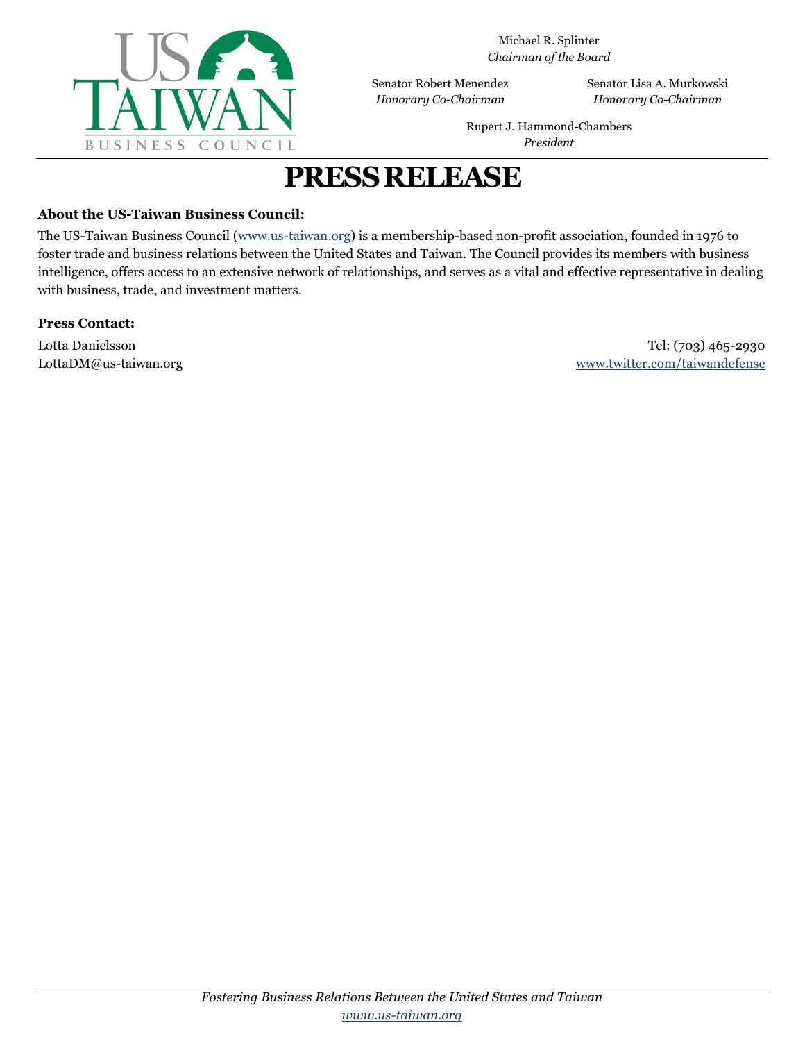Michael R. Splinter
*Chairman of the Board*

Senator Robert Menendez
*Honorary Co-Chairman*

Senator Lisa A. Murkowski
*Honorary Co-Chairman*

Rupert J. Hammond-Chambers
*President*

# PRESS RELEASE

**About the US-Taiwan Business Council:**

The US-Taiwan Business Council (www.us-taiwan.org) is a membership-based non-profit association, founded in 1976 to foster trade and business relations between the United States and Taiwan. The Council provides its members with business intelligence, offers access to an extensive network of relationships, and serves as a vital and effective representative in dealing with business, trade, and investment matters.

**Press Contact:**

Lotta Danielsson
LottaDM@us-taiwan.org

Tel: (703) 465-2930
www.twitter.com/taiwandefense

*Fostering Business Relations Between the United States and Taiwan*
*www.us-taiwan.org*